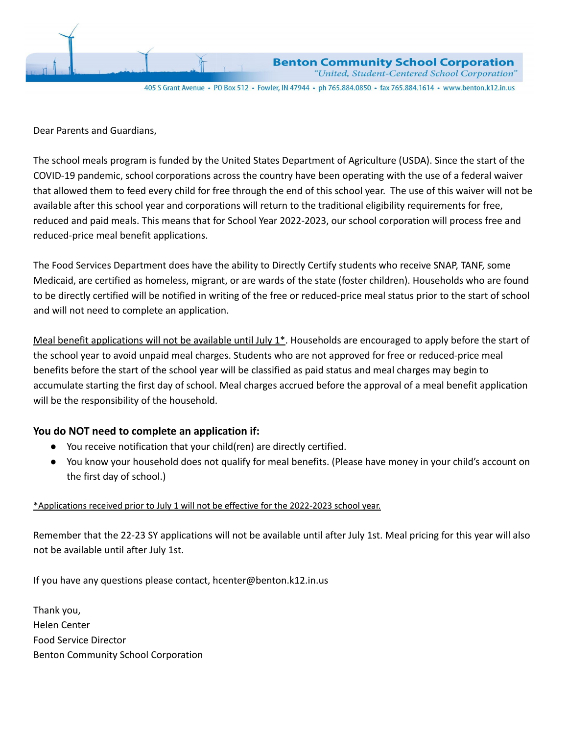**Benton Community School Corporation**
*"United, Student-Centered School Corporation"*

405 S Grant Avenue • PO Box 512 • Fowler, IN 47944 • ph 765.884.0850 • fax 765.884.1614 • www.benton.k12.in.us

Dear Parents and Guardians,

The school meals program is funded by the United States Department of Agriculture (USDA). Since the start of the COVID-19 pandemic, school corporations across the country have been operating with the use of a federal waiver that allowed them to feed every child for free through the end of this school year. The use of this waiver will not be available after this school year and corporations will return to the traditional eligibility requirements for free, reduced and paid meals. This means that for School Year 2022-2023, our school corporation will process free and reduced-price meal benefit applications.

The Food Services Department does have the ability to Directly Certify students who receive SNAP, TANF, some Medicaid, are certified as homeless, migrant, or are wards of the state (foster children). Households who are found to be directly certified will be notified in writing of the free or reduced-price meal status prior to the start of school and will not need to complete an application.

<u>Meal benefit applications will not be available until July 1*</u>. Households are encouraged to apply before the start of the school year to avoid unpaid meal charges. Students who are not approved for free or reduced-price meal benefits before the start of the school year will be classified as paid status and meal charges may begin to accumulate starting the first day of school. Meal charges accrued before the approval of a meal benefit application will be the responsibility of the household.

### You do NOT need to complete an application if:

- You receive notification that your child(ren) are directly certified.
- You know your household does not qualify for meal benefits. (Please have money in your child's account on the first day of school.)

<u>*Applications received prior to July 1 will not be effective for the 2022-2023 school year.</u>

Remember that the 22-23 SY applications will not be available until after July 1st. Meal pricing for this year will also not be available until after July 1st.

If you have any questions please contact, hcenter@benton.k12.in.us

Thank you,
Helen Center
Food Service Director
Benton Community School Corporation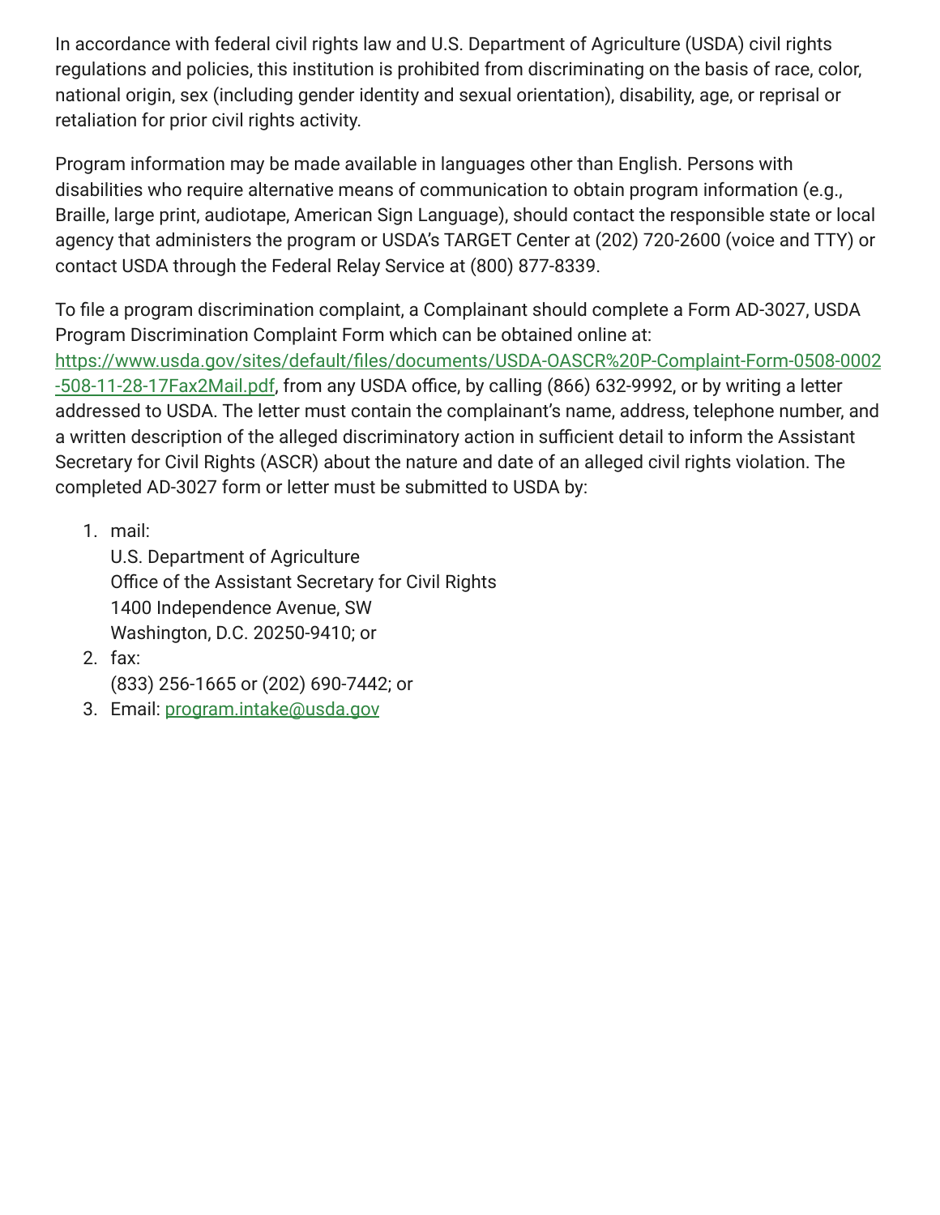In accordance with federal civil rights law and U.S. Department of Agriculture (USDA) civil rights regulations and policies, this institution is prohibited from discriminating on the basis of race, color, national origin, sex (including gender identity and sexual orientation), disability, age, or reprisal or retaliation for prior civil rights activity.

Program information may be made available in languages other than English. Persons with disabilities who require alternative means of communication to obtain program information (e.g., Braille, large print, audiotape, American Sign Language), should contact the responsible state or local agency that administers the program or USDA's TARGET Center at (202) 720-2600 (voice and TTY) or contact USDA through the Federal Relay Service at (800) 877-8339.

To file a program discrimination complaint, a Complainant should complete a Form AD-3027, USDA Program Discrimination Complaint Form which can be obtained online at: [https://www.usda.gov/sites/default/files/documents/USDA-OASCR%20P-Complaint-Form-0508-0002-508-11-28-17Fax2Mail.pdf](https://www.usda.gov/sites/default/files/documents/USDA-OASCR%20P-Complaint-Form-0508-0002-508-11-28-17Fax2Mail.pdf), from any USDA office, by calling (866) 632-9992, or by writing a letter addressed to USDA. The letter must contain the complainant's name, address, telephone number, and a written description of the alleged discriminatory action in sufficient detail to inform the Assistant Secretary for Civil Rights (ASCR) about the nature and date of an alleged civil rights violation. The completed AD-3027 form or letter must be submitted to USDA by:

1. mail:
   U.S. Department of Agriculture
   Office of the Assistant Secretary for Civil Rights
   1400 Independence Avenue, SW
   Washington, D.C. 20250-9410; or
2. fax:
   (833) 256-1665 or (202) 690-7442; or
3. Email: [program.intake@usda.gov](mailto:program.intake@usda.gov)